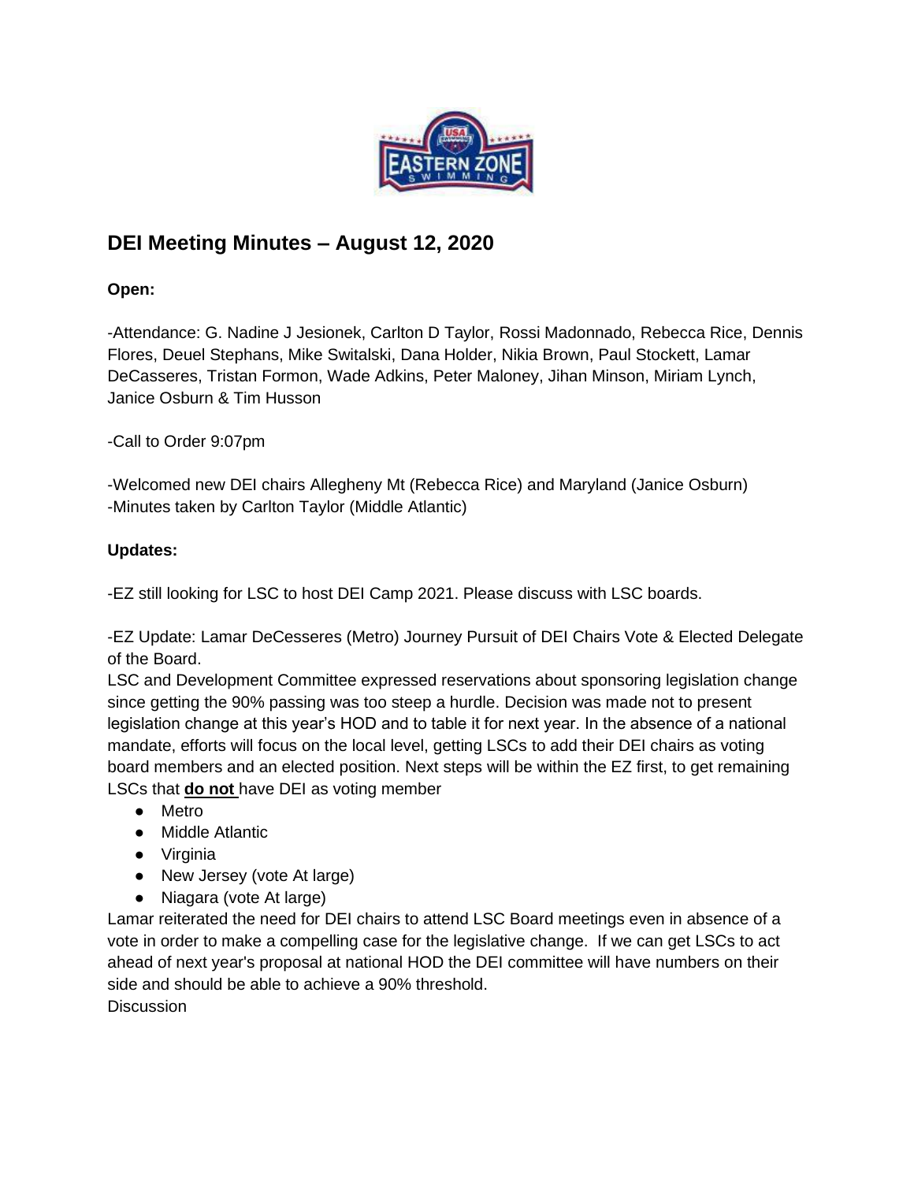# DEI Meeting Minutes – August 12, 2020

**Open:**

-Attendance: G. Nadine J Jesionek, Carlton D Taylor, Rossi Madonnado, Rebecca Rice, Dennis Flores, Deuel Stephans, Mike Switalski, Dana Holder, Nikia Brown, Paul Stockett, Lamar DeCasseres, Tristan Formon, Wade Adkins, Peter Maloney, Jihan Minson, Miriam Lynch, Janice Osburn & Tim Husson

-Call to Order 9:07pm

-Welcomed new DEI chairs Allegheny Mt (Rebecca Rice) and Maryland (Janice Osburn)
-Minutes taken by Carlton Taylor (Middle Atlantic)

**Updates:**

-EZ still looking for LSC to host DEI Camp 2021. Please discuss with LSC boards.

-EZ Update: Lamar DeCesseres (Metro) Journey Pursuit of DEI Chairs Vote & Elected Delegate of the Board.
LSC and Development Committee expressed reservations about sponsoring legislation change since getting the 90% passing was too steep a hurdle. Decision was made not to present legislation change at this year's HOD and to table it for next year. In the absence of a national mandate, efforts will focus on the local level, getting LSCs to add their DEI chairs as voting board members and an elected position. Next steps will be within the EZ first, to get remaining LSCs that **do not** have DEI as voting member

- Metro
- Middle Atlantic
- Virginia
- New Jersey (vote At large)
- Niagara (vote At large)

Lamar reiterated the need for DEI chairs to attend LSC Board meetings even in absence of a vote in order to make a compelling case for the legislative change. If we can get LSCs to act ahead of next year's proposal at national HOD the DEI committee will have numbers on their side and should be able to achieve a 90% threshold.
Discussion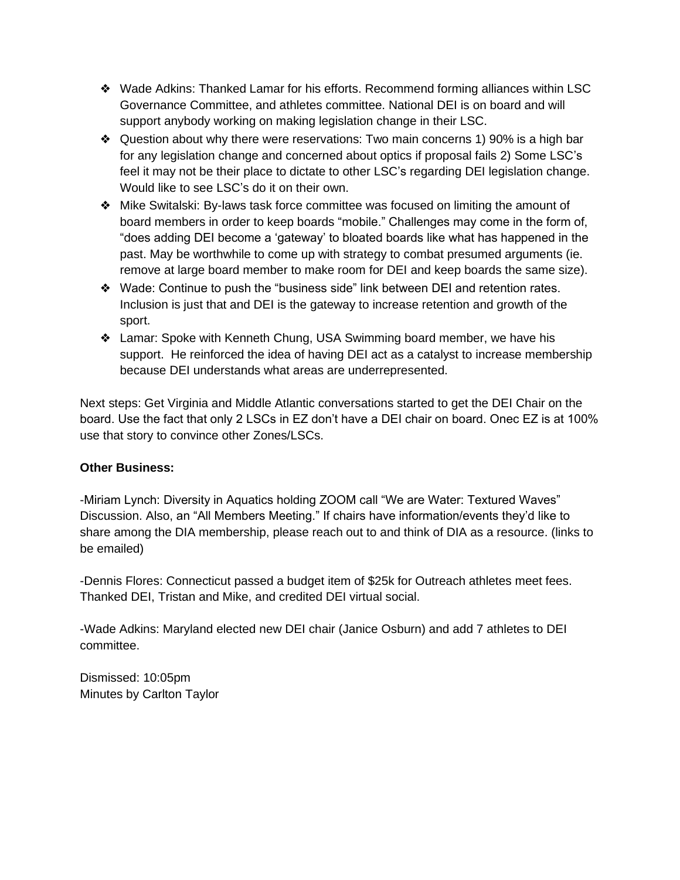- ❖ Wade Adkins: Thanked Lamar for his efforts. Recommend forming alliances within LSC Governance Committee, and athletes committee. National DEI is on board and will support anybody working on making legislation change in their LSC.
- ❖ Question about why there were reservations: Two main concerns 1) 90% is a high bar for any legislation change and concerned about optics if proposal fails 2) Some LSC's feel it may not be their place to dictate to other LSC's regarding DEI legislation change. Would like to see LSC's do it on their own.
- ❖ Mike Switalski: By-laws task force committee was focused on limiting the amount of board members in order to keep boards "mobile." Challenges may come in the form of, "does adding DEI become a 'gateway' to bloated boards like what has happened in the past. May be worthwhile to come up with strategy to combat presumed arguments (ie. remove at large board member to make room for DEI and keep boards the same size).
- ❖ Wade: Continue to push the "business side" link between DEI and retention rates. Inclusion is just that and DEI is the gateway to increase retention and growth of the sport.
- ❖ Lamar: Spoke with Kenneth Chung, USA Swimming board member, we have his support. He reinforced the idea of having DEI act as a catalyst to increase membership because DEI understands what areas are underrepresented.

Next steps: Get Virginia and Middle Atlantic conversations started to get the DEI Chair on the board. Use the fact that only 2 LSCs in EZ don't have a DEI chair on board. Onec EZ is at 100% use that story to convince other Zones/LSCs.

**Other Business:**

-Miriam Lynch: Diversity in Aquatics holding ZOOM call "We are Water: Textured Waves" Discussion. Also, an "All Members Meeting." If chairs have information/events they'd like to share among the DIA membership, please reach out to and think of DIA as a resource. (links to be emailed)

-Dennis Flores: Connecticut passed a budget item of $25k for Outreach athletes meet fees. Thanked DEI, Tristan and Mike, and credited DEI virtual social.

-Wade Adkins: Maryland elected new DEI chair (Janice Osburn) and add 7 athletes to DEI committee.

Dismissed: 10:05pm
Minutes by Carlton Taylor